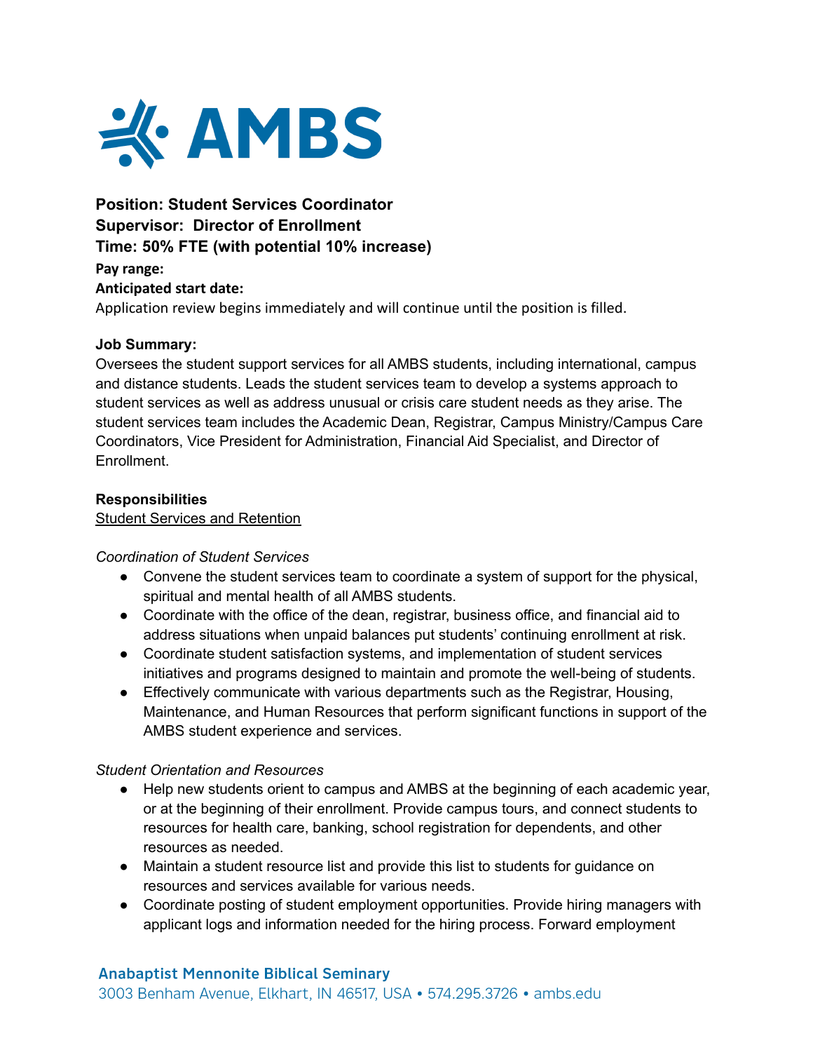**Position: Student Services Coordinator**
**Supervisor: Director of Enrollment**
**Time: 50% FTE (with potential 10% increase)**
**Pay range:**
**Anticipated start date:**
Application review begins immediately and will continue until the position is filled.

**Job Summary:**
Oversees the student support services for all AMBS students, including international, campus and distance students. Leads the student services team to develop a systems approach to student services as well as address unusual or crisis care student needs as they arise. The student services team includes the Academic Dean, Registrar, Campus Ministry/Campus Care Coordinators, Vice President for Administration, Financial Aid Specialist, and Director of Enrollment.

**Responsibilities**

Student Services and Retention

*Coordination of Student Services*

- Convene the student services team to coordinate a system of support for the physical, spiritual and mental health of all AMBS students.
- Coordinate with the office of the dean, registrar, business office, and financial aid to address situations when unpaid balances put students' continuing enrollment at risk.
- Coordinate student satisfaction systems, and implementation of student services initiatives and programs designed to maintain and promote the well-being of students.
- Effectively communicate with various departments such as the Registrar, Housing, Maintenance, and Human Resources that perform significant functions in support of the AMBS student experience and services.

*Student Orientation and Resources*

- Help new students orient to campus and AMBS at the beginning of each academic year, or at the beginning of their enrollment. Provide campus tours, and connect students to resources for health care, banking, school registration for dependents, and other resources as needed.
- Maintain a student resource list and provide this list to students for guidance on resources and services available for various needs.
- Coordinate posting of student employment opportunities. Provide hiring managers with applicant logs and information needed for the hiring process. Forward employment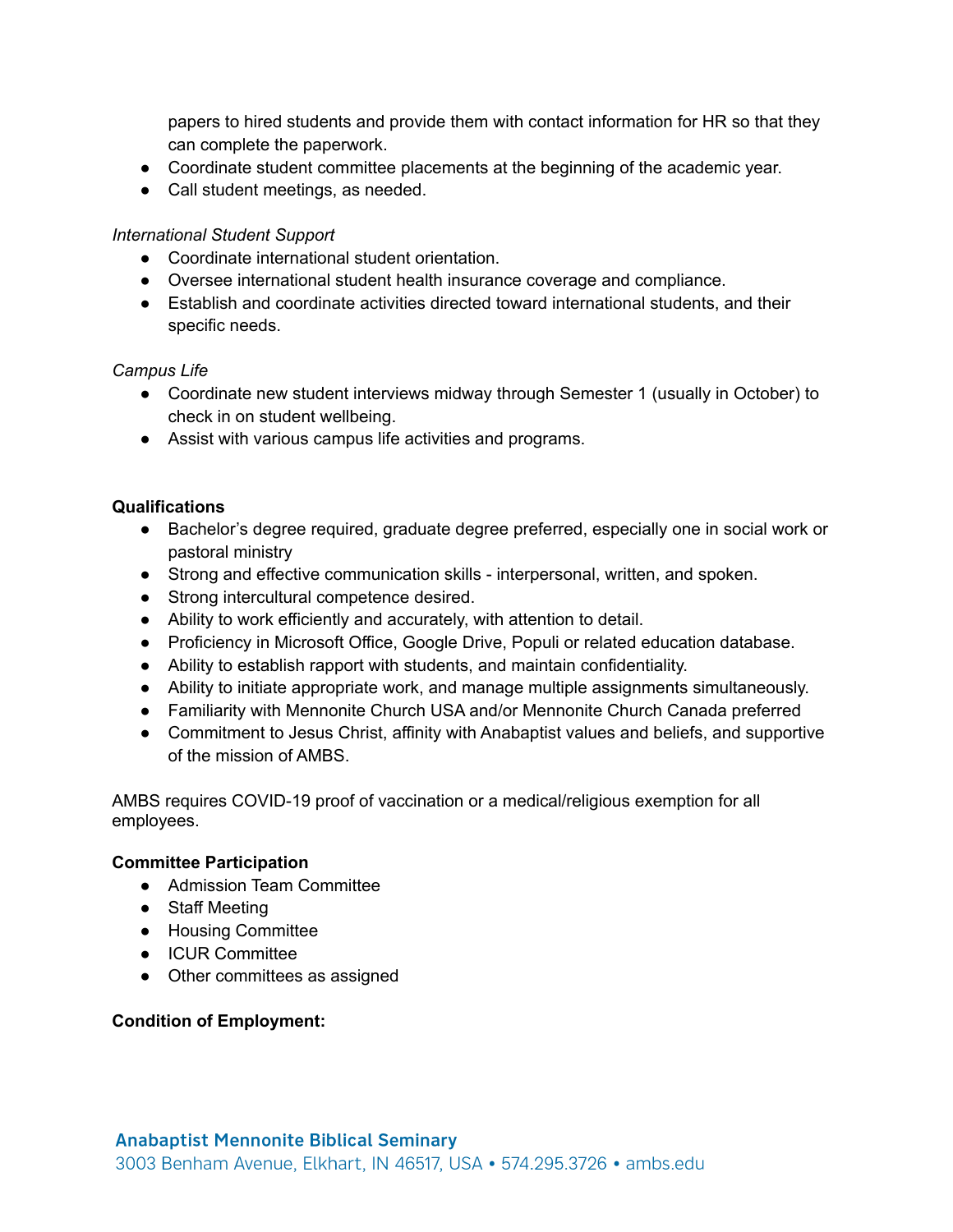papers to hired students and provide them with contact information for HR so that they can complete the paperwork.
- Coordinate student committee placements at the beginning of the academic year.
- Call student meetings, as needed.

*International Student Support*

- Coordinate international student orientation.
- Oversee international student health insurance coverage and compliance.
- Establish and coordinate activities directed toward international students, and their specific needs.

*Campus Life*

- Coordinate new student interviews midway through Semester 1 (usually in October) to check in on student wellbeing.
- Assist with various campus life activities and programs.

**Qualifications**

- Bachelor's degree required, graduate degree preferred, especially one in social work or pastoral ministry
- Strong and effective communication skills - interpersonal, written, and spoken.
- Strong intercultural competence desired.
- Ability to work efficiently and accurately, with attention to detail.
- Proficiency in Microsoft Office, Google Drive, Populi or related education database.
- Ability to establish rapport with students, and maintain confidentiality.
- Ability to initiate appropriate work, and manage multiple assignments simultaneously.
- Familiarity with Mennonite Church USA and/or Mennonite Church Canada preferred
- Commitment to Jesus Christ, affinity with Anabaptist values and beliefs, and supportive of the mission of AMBS.

AMBS requires COVID-19 proof of vaccination or a medical/religious exemption for all employees.

**Committee Participation**

- Admission Team Committee
- Staff Meeting
- Housing Committee
- ICUR Committee
- Other committees as assigned

**Condition of Employment:**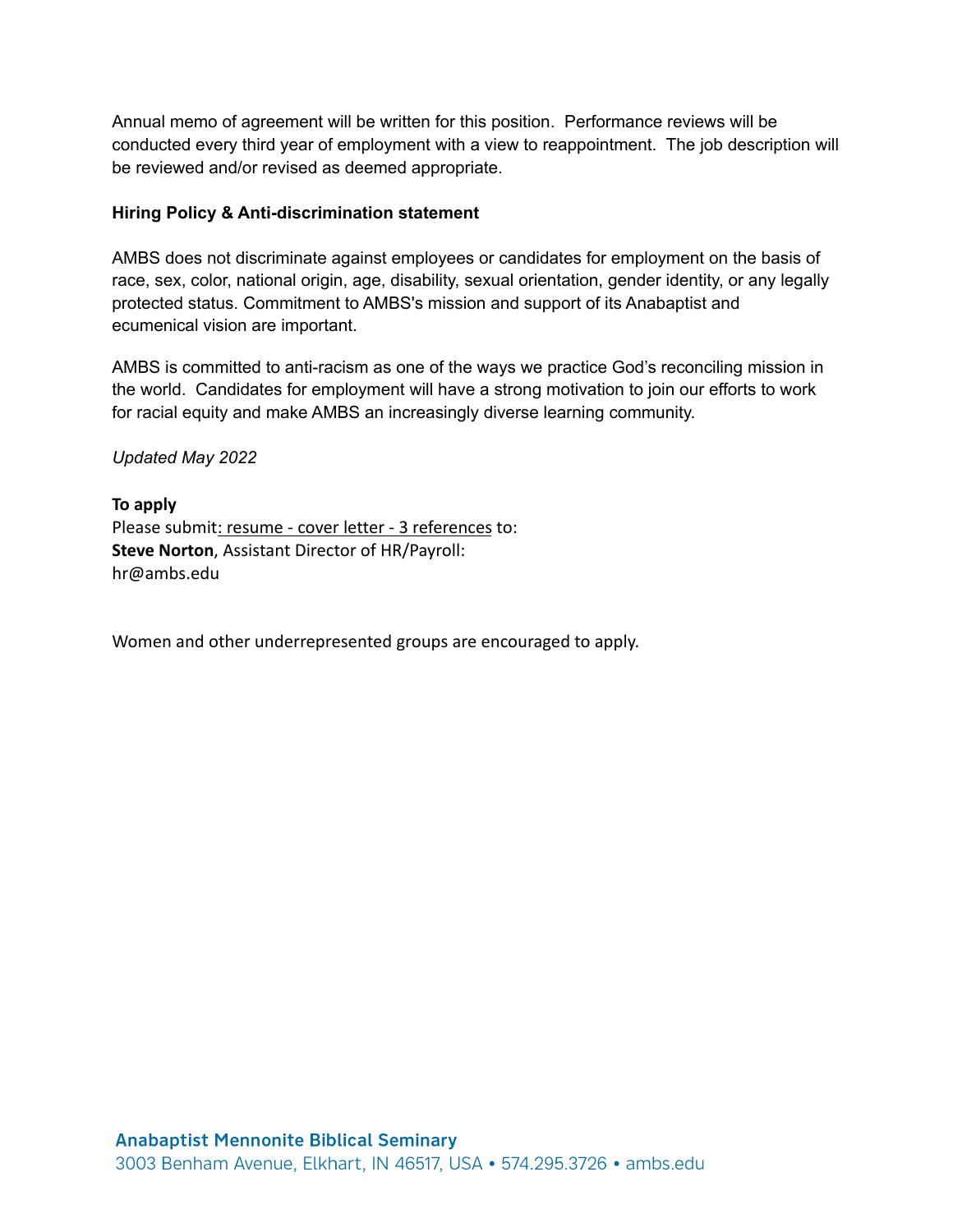Annual memo of agreement will be written for this position. Performance reviews will be conducted every third year of employment with a view to reappointment. The job description will be reviewed and/or revised as deemed appropriate.

**Hiring Policy & Anti-discrimination statement**

AMBS does not discriminate against employees or candidates for employment on the basis of race, sex, color, national origin, age, disability, sexual orientation, gender identity, or any legally protected status. Commitment to AMBS's mission and support of its Anabaptist and ecumenical vision are important.

AMBS is committed to anti-racism as one of the ways we practice God's reconciling mission in the world. Candidates for employment will have a strong motivation to join our efforts to work for racial equity and make AMBS an increasingly diverse learning community.

*Updated May 2022*

**To apply**
Please submit: resume - cover letter - 3 references to:
**Steve Norton**, Assistant Director of HR/Payroll:
hr@ambs.edu

Women and other underrepresented groups are encouraged to apply.

Anabaptist Mennonite Biblical Seminary
3003 Benham Avenue, Elkhart, IN 46517, USA • 574.295.3726 • ambs.edu